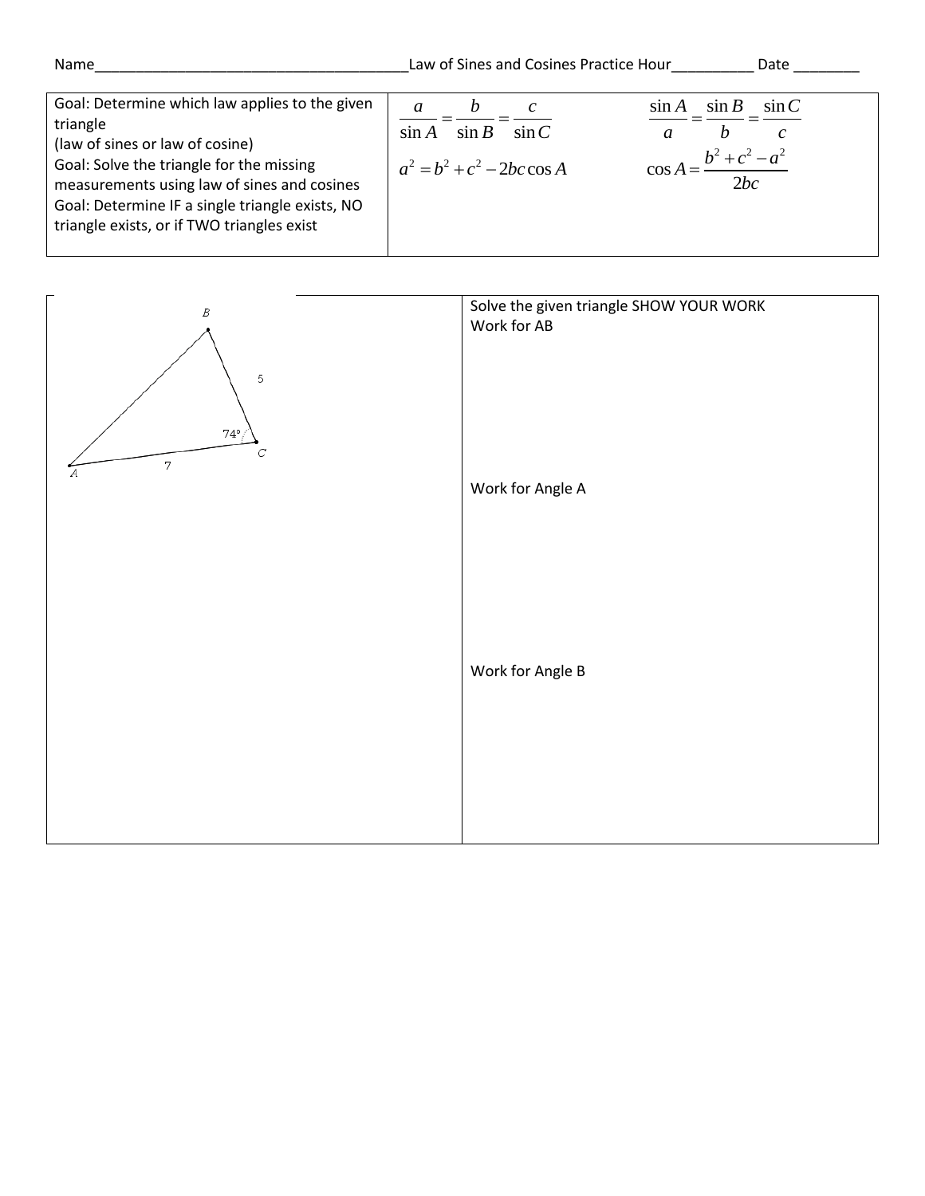Name________________________________________Law of Sines and Cosines Practice Hour__________ Date ________

| Goal: Determine which law applies to the given triangle (law of sines or law of cosine) Goal: Solve the triangle for the missing measurements using law of sines and cosines Goal: Determine IF a single triangle exists, NO triangle exists, or if TWO triangles exist | $\frac{a}{\sin A}=\frac{b}{\sin B}=\frac{c}{\sin C}$ $\quad$ $\frac{\sin A}{a}=\frac{\sin B}{b}=\frac{\sin C}{c}$ <br> $a^2=b^2+c^2-2bc\cos A$ $\quad$ $\cos A=\frac{b^2+c^2-a^2}{2bc}$ |
|---|---|

B

5

74°

C

A

7

Solve the given triangle SHOW YOUR WORK

Work for AB

Work for Angle A

Work for Angle B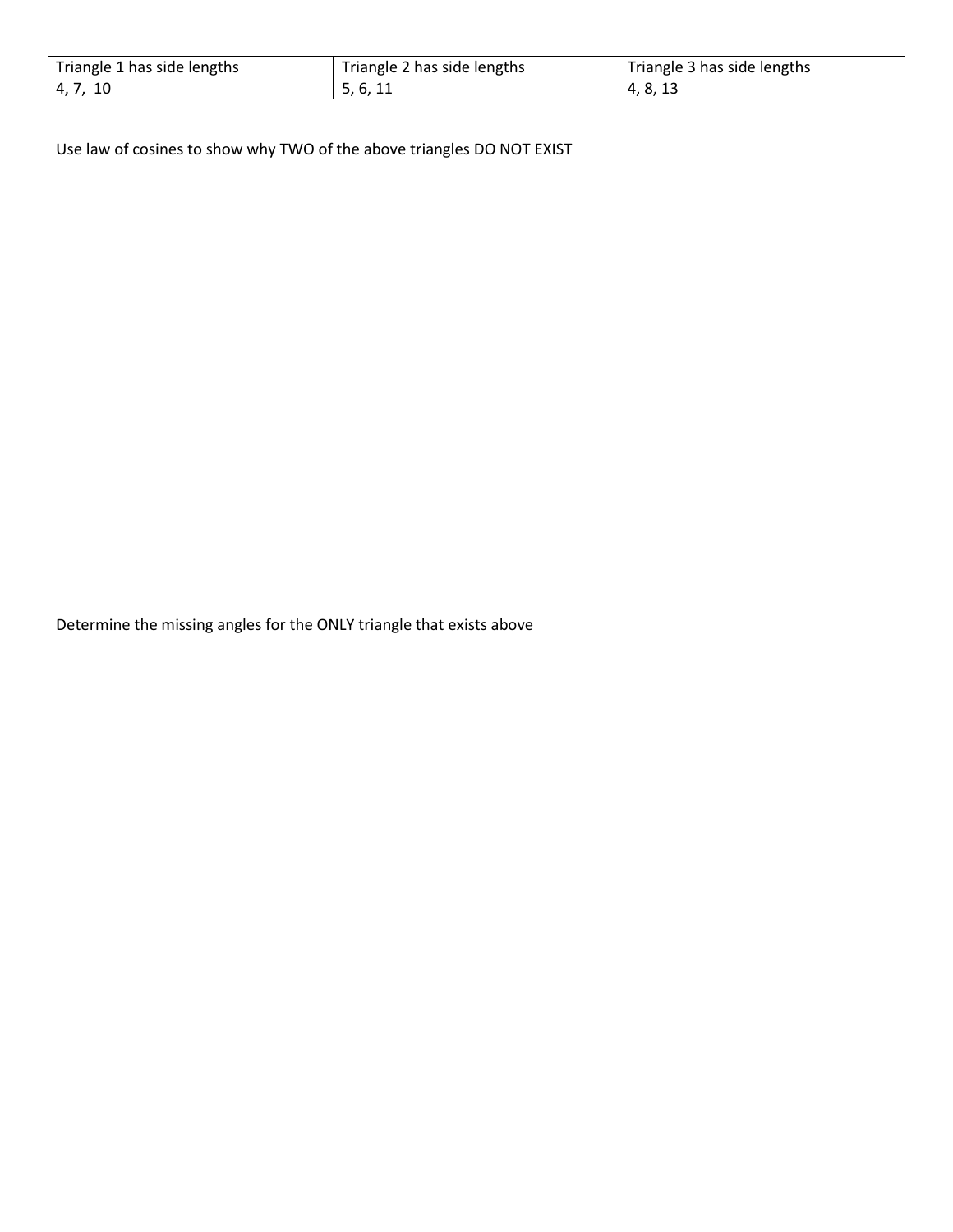| Triangle 1 has side lengths 4, 7, 10 | Triangle 2 has side lengths 5, 6, 11 | Triangle 3 has side lengths 4, 8, 13 |
|---|---|---|

Use law of cosines to show why TWO of the above triangles DO NOT EXIST

Determine the missing angles for the ONLY triangle that exists above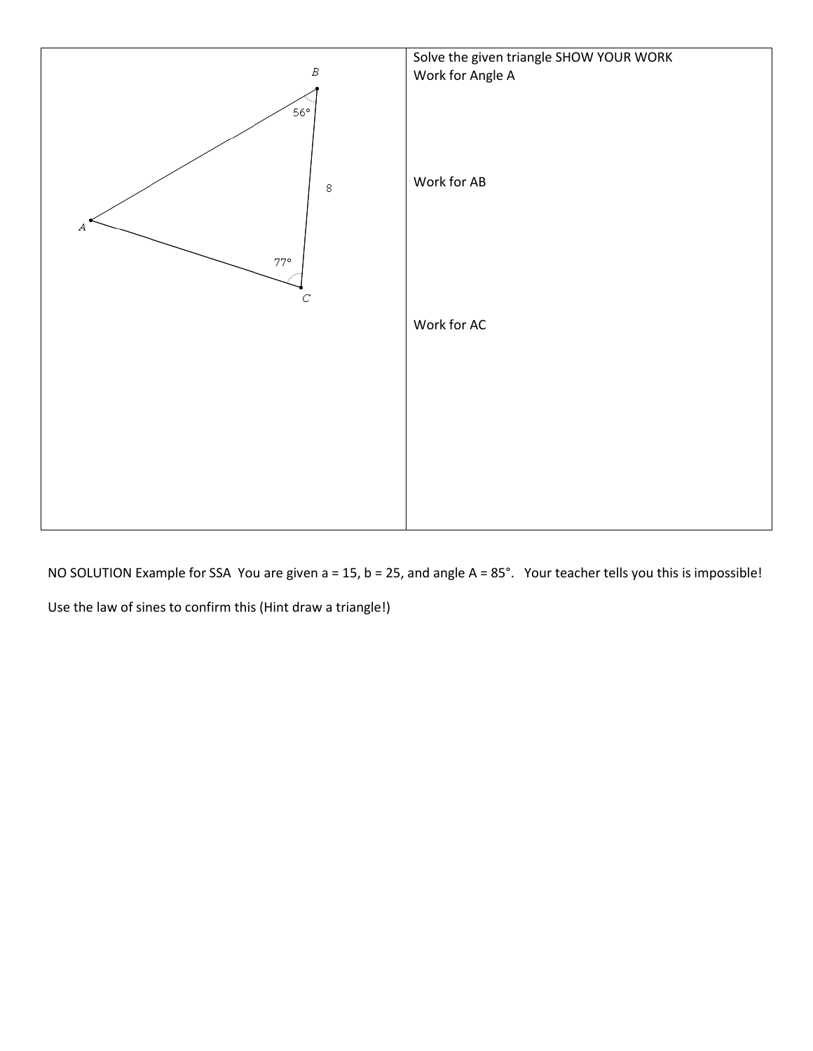| B, 56°, 8, A, 77°, C | Solve the given triangle SHOW YOUR WORK<br>Work for Angle A<br><br><br><br>Work for AB<br><br><br><br>Work for AC |
|---|---|

NO SOLUTION Example for SSA You are given a = 15, b = 25, and angle A = 85°. Your teacher tells you this is impossible!

Use the law of sines to confirm this (Hint draw a triangle!)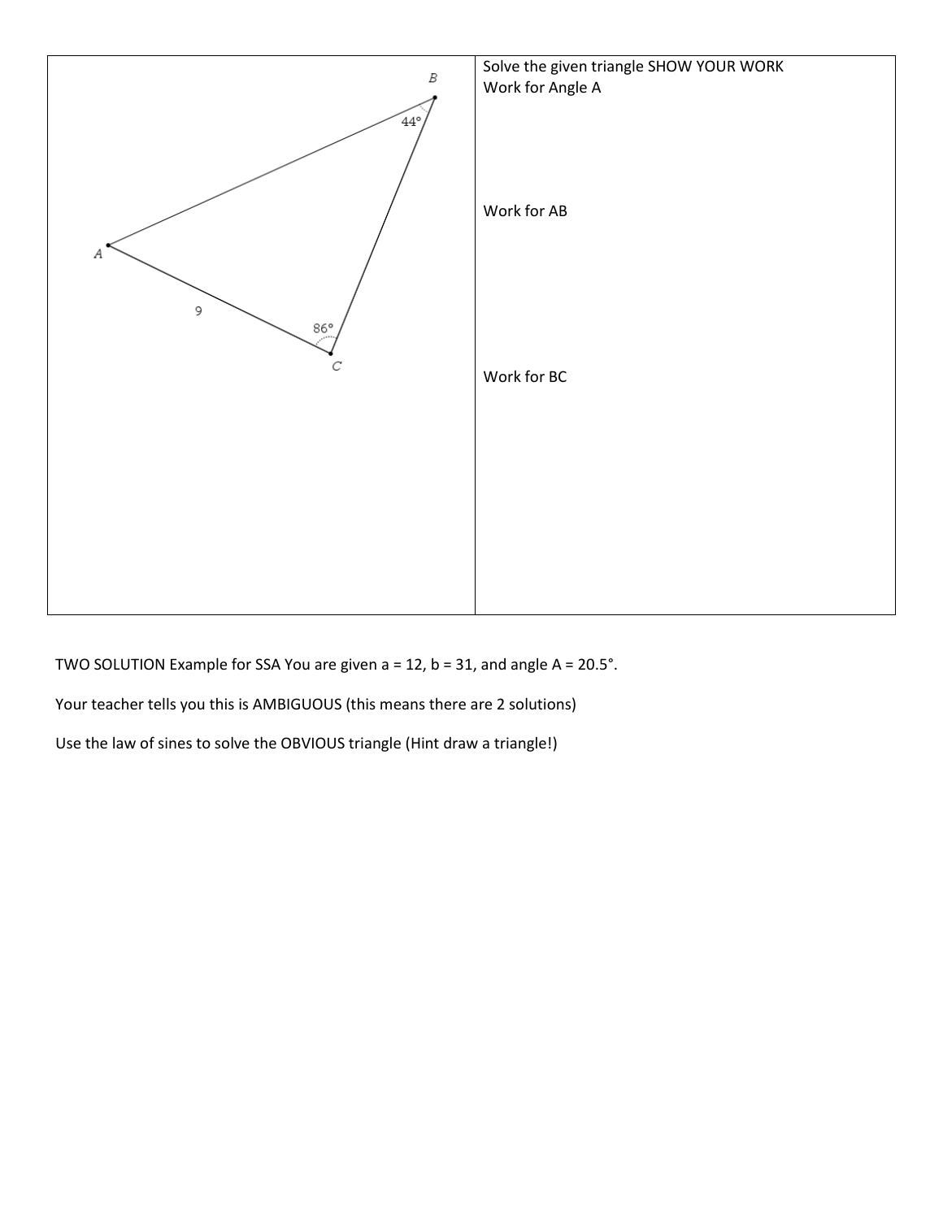A

9

86°

C

B

44°

Solve the given triangle SHOW YOUR WORK

Work for Angle A

Work for AB

Work for BC

TWO SOLUTION Example for SSA You are given $a = 12$, $b = 31$, and angle $A = 20.5°$.

Your teacher tells you this is AMBIGUOUS (this means there are 2 solutions)

Use the law of sines to solve the OBVIOUS triangle (Hint draw a triangle!)